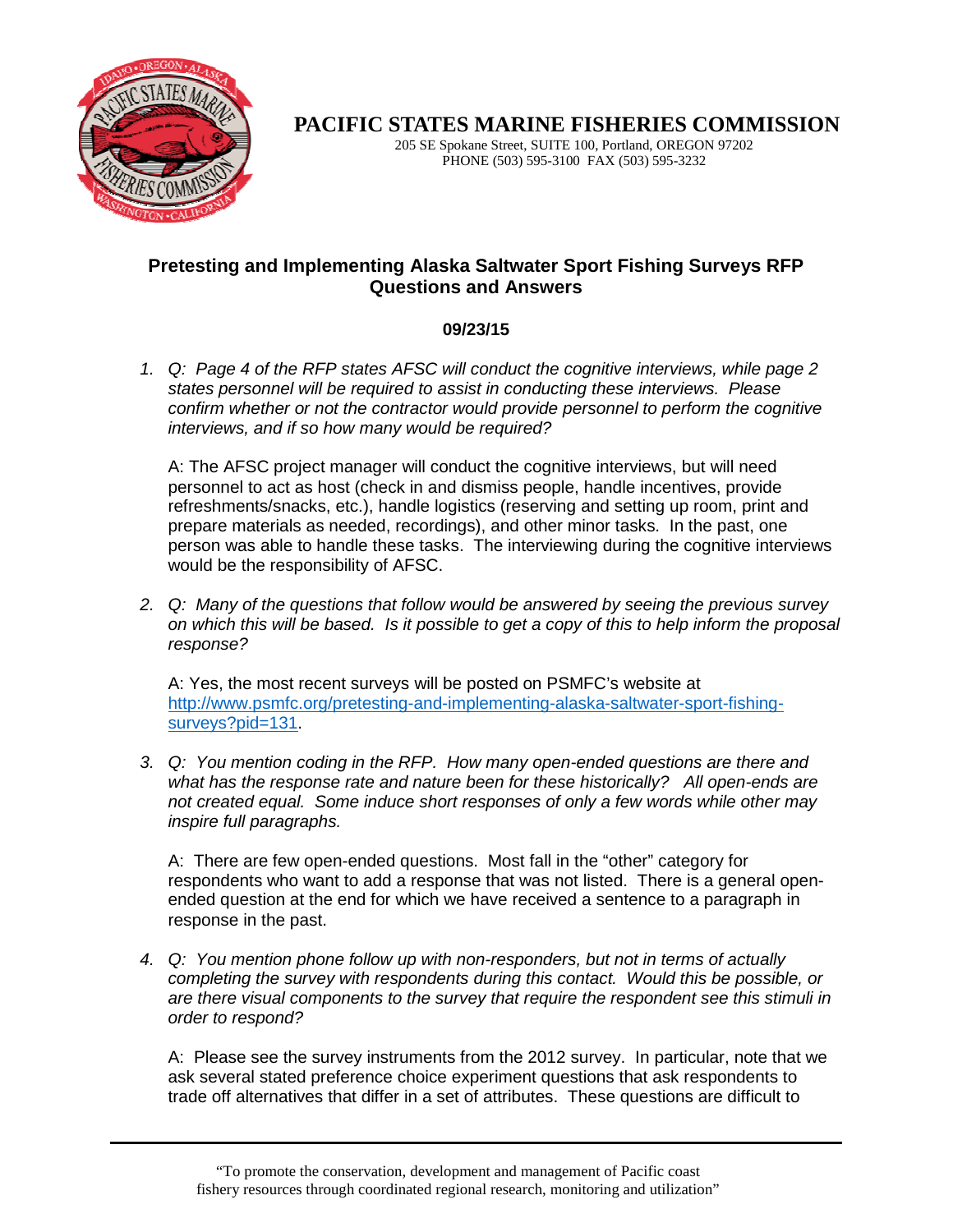# PACIFIC STATES MARINE FISHERIES COMMISSION

205 SE Spokane Street, SUITE 100, Portland, OREGON 97202
PHONE (503) 595-3100 FAX (503) 595-3232

## Pretesting and Implementing Alaska Saltwater Sport Fishing Surveys RFP Questions and Answers

**09/23/15**

1. *Q: Page 4 of the RFP states AFSC will conduct the cognitive interviews, while page 2 states personnel will be required to assist in conducting these interviews. Please confirm whether or not the contractor would provide personnel to perform the cognitive interviews, and if so how many would be required?*

   A: The AFSC project manager will conduct the cognitive interviews, but will need personnel to act as host (check in and dismiss people, handle incentives, provide refreshments/snacks, etc.), handle logistics (reserving and setting up room, print and prepare materials as needed, recordings), and other minor tasks. In the past, one person was able to handle these tasks. The interviewing during the cognitive interviews would be the responsibility of AFSC.

2. *Q: Many of the questions that follow would be answered by seeing the previous survey on which this will be based. Is it possible to get a copy of this to help inform the proposal response?*

   A: Yes, the most recent surveys will be posted on PSMFC's website at [http://www.psmfc.org/pretesting-and-implementing-alaska-saltwater-sport-fishing-surveys?pid=131](http://www.psmfc.org/pretesting-and-implementing-alaska-saltwater-sport-fishing-surveys?pid=131).

3. *Q: You mention coding in the RFP. How many open-ended questions are there and what has the response rate and nature been for these historically? All open-ends are not created equal. Some induce short responses of only a few words while other may inspire full paragraphs.*

   A: There are few open-ended questions. Most fall in the "other" category for respondents who want to add a response that was not listed. There is a general open-ended question at the end for which we have received a sentence to a paragraph in response in the past.

4. *Q: You mention phone follow up with non-responders, but not in terms of actually completing the survey with respondents during this contact. Would this be possible, or are there visual components to the survey that require the respondent see this stimuli in order to respond?*

   A: Please see the survey instruments from the 2012 survey. In particular, note that we ask several stated preference choice experiment questions that ask respondents to trade off alternatives that differ in a set of attributes. These questions are difficult to

"To promote the conservation, development and management of Pacific coast fishery resources through coordinated regional research, monitoring and utilization"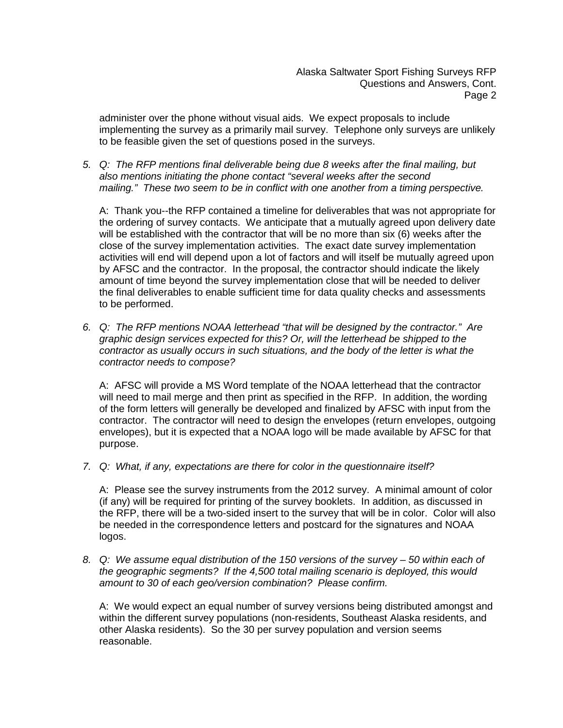administer over the phone without visual aids. We expect proposals to include implementing the survey as a primarily mail survey. Telephone only surveys are unlikely to be feasible given the set of questions posed in the surveys.

5. *Q: The RFP mentions final deliverable being due 8 weeks after the final mailing, but also mentions initiating the phone contact "several weeks after the second mailing." These two seem to be in conflict with one another from a timing perspective.*

   A: Thank you--the RFP contained a timeline for deliverables that was not appropriate for the ordering of survey contacts. We anticipate that a mutually agreed upon delivery date will be established with the contractor that will be no more than six (6) weeks after the close of the survey implementation activities. The exact date survey implementation activities will end will depend upon a lot of factors and will itself be mutually agreed upon by AFSC and the contractor. In the proposal, the contractor should indicate the likely amount of time beyond the survey implementation close that will be needed to deliver the final deliverables to enable sufficient time for data quality checks and assessments to be performed.

6. *Q: The RFP mentions NOAA letterhead "that will be designed by the contractor." Are graphic design services expected for this? Or, will the letterhead be shipped to the contractor as usually occurs in such situations, and the body of the letter is what the contractor needs to compose?*

   A: AFSC will provide a MS Word template of the NOAA letterhead that the contractor will need to mail merge and then print as specified in the RFP. In addition, the wording of the form letters will generally be developed and finalized by AFSC with input from the contractor. The contractor will need to design the envelopes (return envelopes, outgoing envelopes), but it is expected that a NOAA logo will be made available by AFSC for that purpose.

7. *Q: What, if any, expectations are there for color in the questionnaire itself?*

   A: Please see the survey instruments from the 2012 survey. A minimal amount of color (if any) will be required for printing of the survey booklets. In addition, as discussed in the RFP, there will be a two-sided insert to the survey that will be in color. Color will also be needed in the correspondence letters and postcard for the signatures and NOAA logos.

8. *Q: We assume equal distribution of the 150 versions of the survey – 50 within each of the geographic segments? If the 4,500 total mailing scenario is deployed, this would amount to 30 of each geo/version combination? Please confirm.*

   A: We would expect an equal number of survey versions being distributed amongst and within the different survey populations (non-residents, Southeast Alaska residents, and other Alaska residents). So the 30 per survey population and version seems reasonable.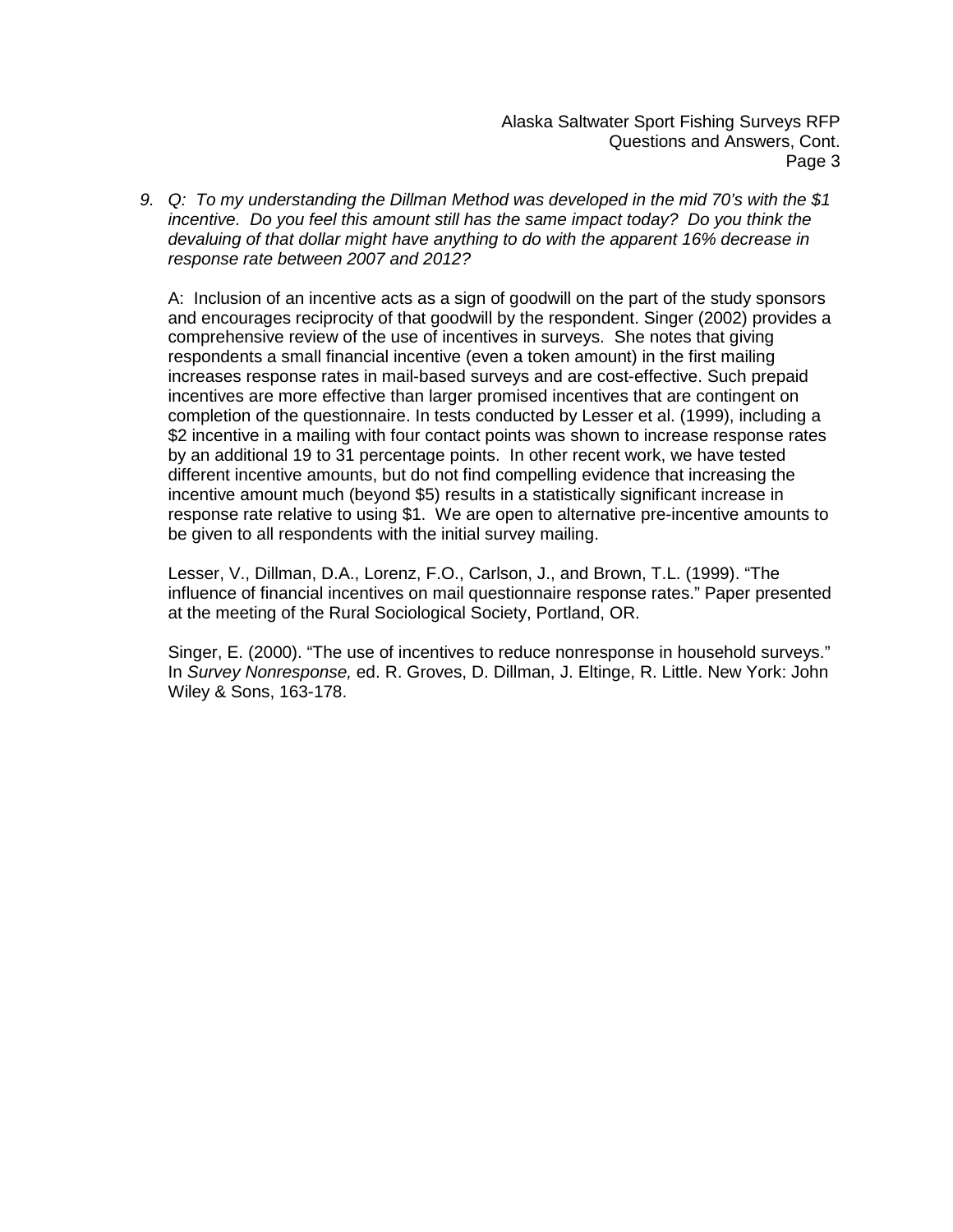9. *Q: To my understanding the Dillman Method was developed in the mid 70's with the $1 incentive. Do you feel this amount still has the same impact today? Do you think the devaluing of that dollar might have anything to do with the apparent 16% decrease in response rate between 2007 and 2012?*

   A: Inclusion of an incentive acts as a sign of goodwill on the part of the study sponsors and encourages reciprocity of that goodwill by the respondent. Singer (2002) provides a comprehensive review of the use of incentives in surveys. She notes that giving respondents a small financial incentive (even a token amount) in the first mailing increases response rates in mail-based surveys and are cost-effective. Such prepaid incentives are more effective than larger promised incentives that are contingent on completion of the questionnaire. In tests conducted by Lesser et al. (1999), including a $2 incentive in a mailing with four contact points was shown to increase response rates by an additional 19 to 31 percentage points. In other recent work, we have tested different incentive amounts, but do not find compelling evidence that increasing the incentive amount much (beyond $5) results in a statistically significant increase in response rate relative to using $1. We are open to alternative pre-incentive amounts to be given to all respondents with the initial survey mailing.

   Lesser, V., Dillman, D.A., Lorenz, F.O., Carlson, J., and Brown, T.L. (1999). "The influence of financial incentives on mail questionnaire response rates." Paper presented at the meeting of the Rural Sociological Society, Portland, OR.

   Singer, E. (2000). "The use of incentives to reduce nonresponse in household surveys." In *Survey Nonresponse,* ed. R. Groves, D. Dillman, J. Eltinge, R. Little. New York: John Wiley & Sons, 163-178.